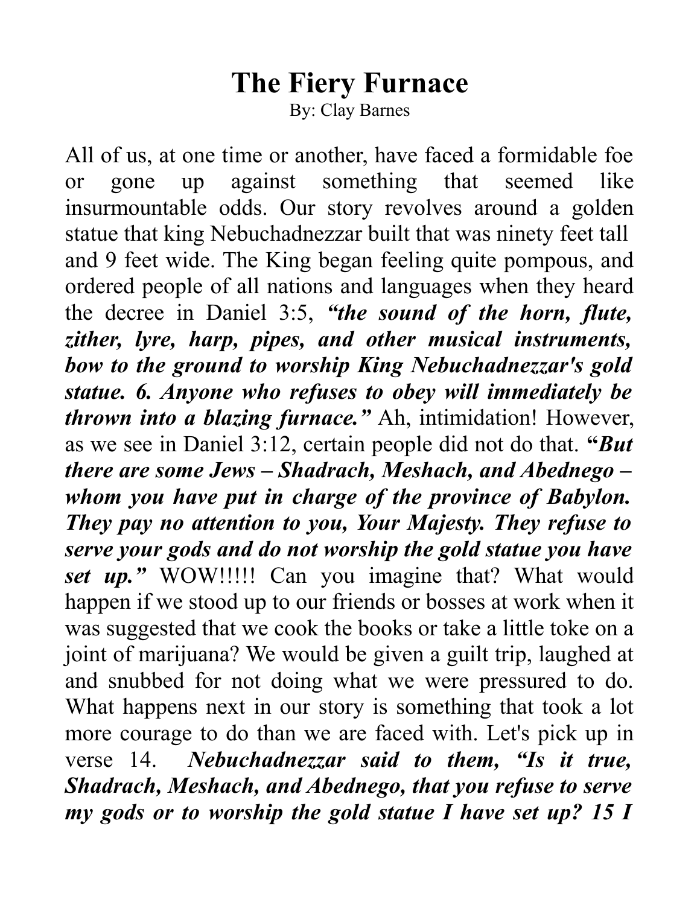# The Fiery Furnace

By: Clay Barnes

All of us, at one time or another, have faced a formidable foe or gone up against something that seemed like insurmountable odds. Our story revolves around a golden statue that king Nebuchadnezzar built that was ninety feet tall and 9 feet wide. The King began feeling quite pompous, and ordered people of all nations and languages when they heard the decree in Daniel 3:5, ***"the sound of the horn, flute, zither, lyre, harp, pipes, and other musical instruments, bow to the ground to worship King Nebuchadnezzar's gold statue. 6. Anyone who refuses to obey will immediately be thrown into a blazing furnace."*** Ah, intimidation! However, as we see in Daniel 3:12, certain people did not do that. **"*But there are some Jews – Shadrach, Meshach, and Abednego – whom you have put in charge of the province of Babylon. They pay no attention to you, Your Majesty. They refuse to serve your gods and do not worship the gold statue you have set up."*** WOW!!!!! Can you imagine that? What would happen if we stood up to our friends or bosses at work when it was suggested that we cook the books or take a little toke on a joint of marijuana? We would be given a guilt trip, laughed at and snubbed for not doing what we were pressured to do. What happens next in our story is something that took a lot more courage to do than we are faced with. Let's pick up in verse 14. ***Nebuchadnezzar said to them, "Is it true, Shadrach, Meshach, and Abednego, that you refuse to serve my gods or to worship the gold statue I have set up? 15 I***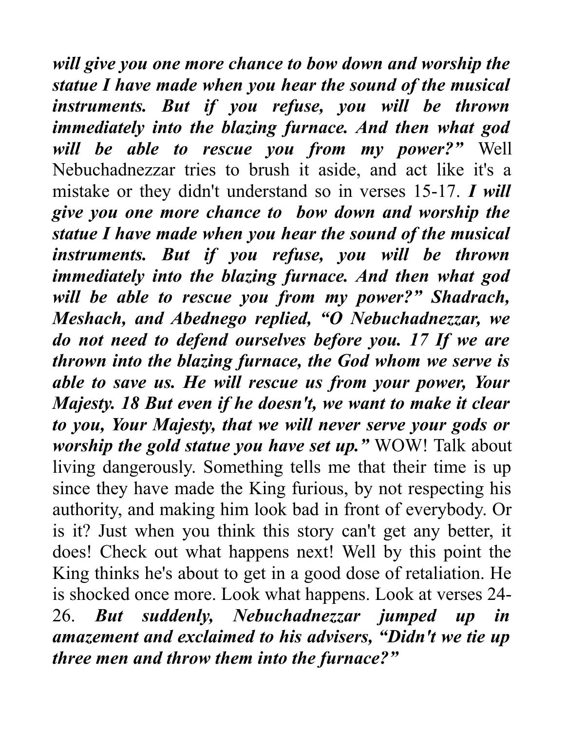***will give you one more chance to bow down and worship the statue I have made when you hear the sound of the musical instruments. But if you refuse, you will be thrown immediately into the blazing furnace. And then what god will be able to rescue you from my power?"*** Well Nebuchadnezzar tries to brush it aside, and act like it's a mistake or they didn't understand so in verses 15-17. ***I will give you one more chance to bow down and worship the statue I have made when you hear the sound of the musical instruments. But if you refuse, you will be thrown immediately into the blazing furnace. And then what god will be able to rescue you from my power?" Shadrach, Meshach, and Abednego replied, "O Nebuchadnezzar, we do not need to defend ourselves before you. 17 If we are thrown into the blazing furnace, the God whom we serve is able to save us. He will rescue us from your power, Your Majesty. 18 But even if he doesn't, we want to make it clear to you, Your Majesty, that we will never serve your gods or worship the gold statue you have set up."*** WOW! Talk about living dangerously. Something tells me that their time is up since they have made the King furious, by not respecting his authority, and making him look bad in front of everybody. Or is it? Just when you think this story can't get any better, it does! Check out what happens next! Well by this point the King thinks he's about to get in a good dose of retaliation. He is shocked once more. Look what happens. Look at verses 24-26. ***But suddenly, Nebuchadnezzar jumped up in amazement and exclaimed to his advisers, "Didn't we tie up three men and throw them into the furnace?"***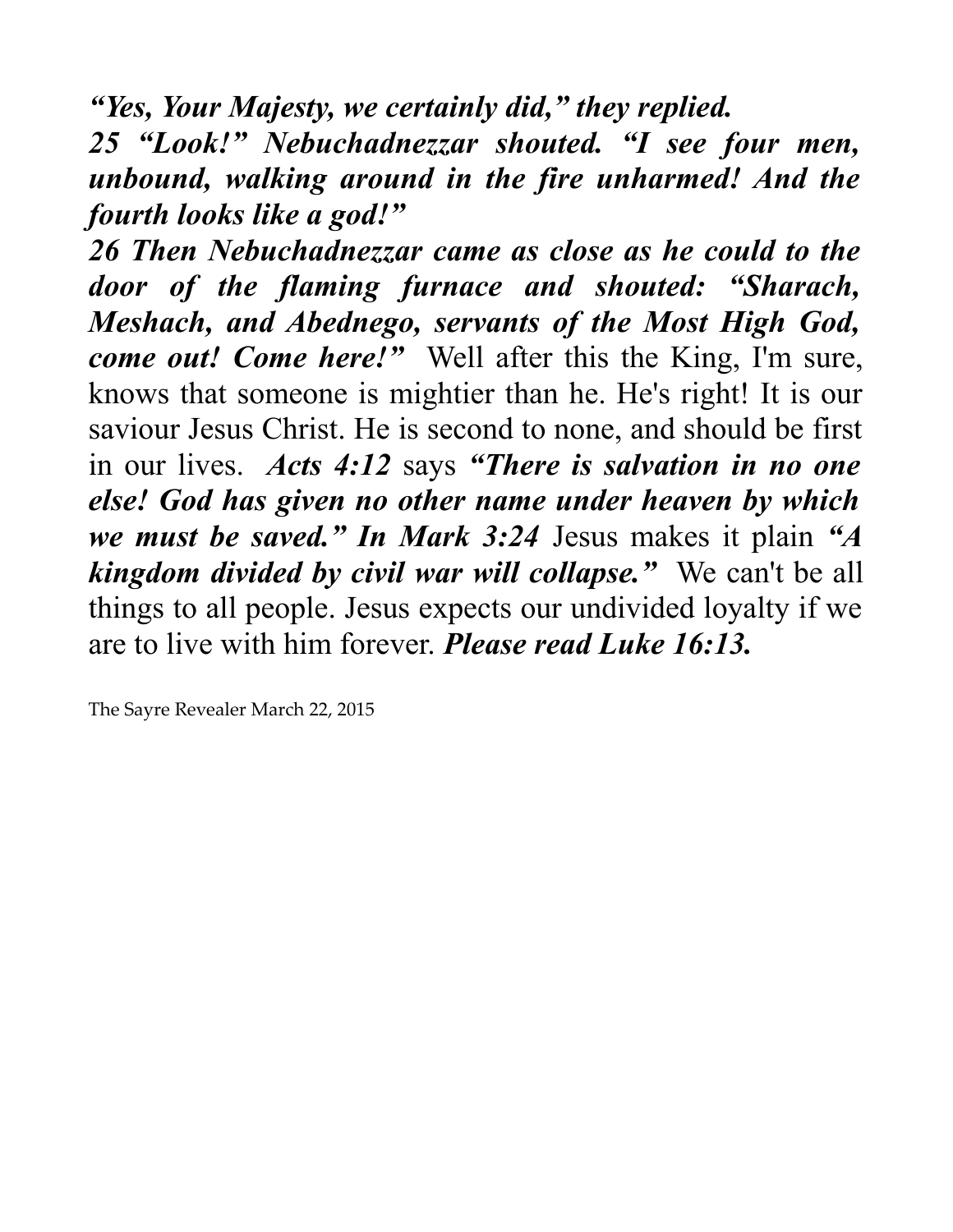***"Yes, Your Majesty, we certainly did," they replied.***

***25 "Look!" Nebuchadnezzar shouted. "I see four men, unbound, walking around in the fire unharmed! And the fourth looks like a god!"***

***26 Then Nebuchadnezzar came as close as he could to the door of the flaming furnace and shouted: "Sharach, Meshach, and Abednego, servants of the Most High God, come out! Come here!"*** Well after this the King, I'm sure, knows that someone is mightier than he. He's right! It is our saviour Jesus Christ. He is second to none, and should be first in our lives. ***Acts 4:12*** says ***"There is salvation in no one else! God has given no other name under heaven by which we must be saved." In Mark 3:24*** Jesus makes it plain ***"A kingdom divided by civil war will collapse."*** We can't be all things to all people. Jesus expects our undivided loyalty if we are to live with him forever. ***Please read Luke 16:13.***

The Sayre Revealer March 22, 2015